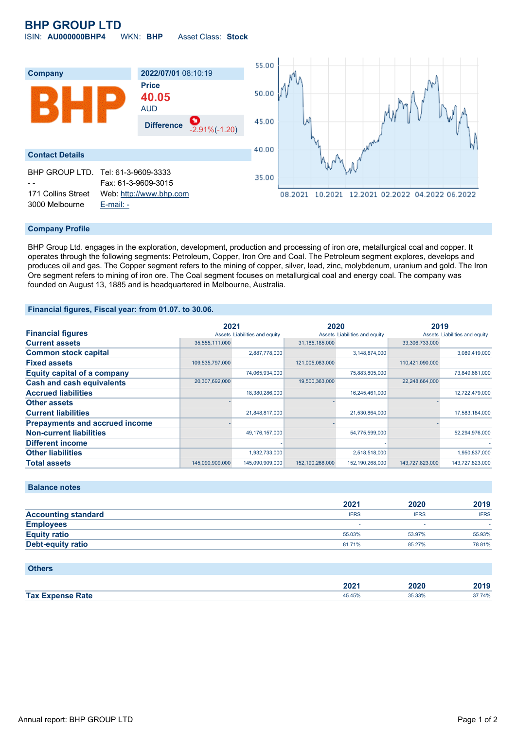# BHP GROUP LTD

ISIN: **AU000000BHP4** WKN: **BHP** Asset Class: **Stock**

| Company | 2022/07/01 08:10:19 |
|---|---|
| BHP | **Price** 40.05 AUD |
| | **Difference** -2.91%(-1.20) |

## Contact Details

BHP GROUP LTD.
- -
171 Collins Street
3000 Melbourne

Tel: 61-3-9609-3333
Fax: 61-3-9609-3015
Web: http://www.bhp.com
E-mail: -

## Company Profile

BHP Group Ltd. engages in the exploration, development, production and processing of iron ore, metallurgical coal and copper. It operates through the following segments: Petroleum, Copper, Iron Ore and Coal. The Petroleum segment explores, develops and produces oil and gas. The Copper segment refers to the mining of copper, silver, lead, zinc, molybdenum, uranium and gold. The Iron Ore segment refers to mining of iron ore. The Coal segment focuses on metallurgical coal and energy coal. The company was founded on August 13, 1885 and is headquartered in Melbourne, Australia.

## Financial figures, Fiscal year: from 01.07. to 30.06.

| Financial figures | 2021 | | 2020 | | 2019 | |
|---|---|---|---|---|---|---|
| | Assets | Liabilities and equity | Assets | Liabilities and equity | Assets | Liabilities and equity |
| Current assets | 35,555,111,000 | | 31,185,185,000 | | 33,306,733,000 | |
| Common stock capital | | 2,887,778,000 | | 3,148,874,000 | | 3,089,419,000 |
| Fixed assets | 109,535,797,000 | | 121,005,083,000 | | 110,421,090,000 | |
| Equity capital of a company | | 74,065,934,000 | | 75,883,805,000 | | 73,849,661,000 |
| Cash and cash equivalents | 20,307,692,000 | | 19,500,363,000 | | 22,248,664,000 | |
| Accrued liabilities | | 18,380,286,000 | | 16,245,461,000 | | 12,722,479,000 |
| Other assets | - | | - | | - | |
| Current liabilities | | 21,848,817,000 | | 21,530,864,000 | | 17,583,184,000 |
| Prepayments and accrued income | - | | - | | - | |
| Non-current liabilities | | 49,176,157,000 | | 54,775,599,000 | | 52,294,976,000 |
| Different income | | - | | - | | - |
| Other liabilities | | 1,932,733,000 | | 2,518,518,000 | | 1,950,837,000 |
| Total assets | 145,090,909,000 | 145,090,909,000 | 152,190,268,000 | 152,190,268,000 | 143,727,823,000 | 143,727,823,000 |

## Balance notes

| | 2021 | 2020 | 2019 |
|---|---|---|---|
| Accounting standard | IFRS | IFRS | IFRS |
| Employees | - | - | - |
| Equity ratio | 55.03% | 53.97% | 55.93% |
| Debt-equity ratio | 81.71% | 85.27% | 78.81% |

## Others

| | 2021 | 2020 | 2019 |
|---|---|---|---|
| Tax Expense Rate | 45.45% | 35.33% | 37.74% |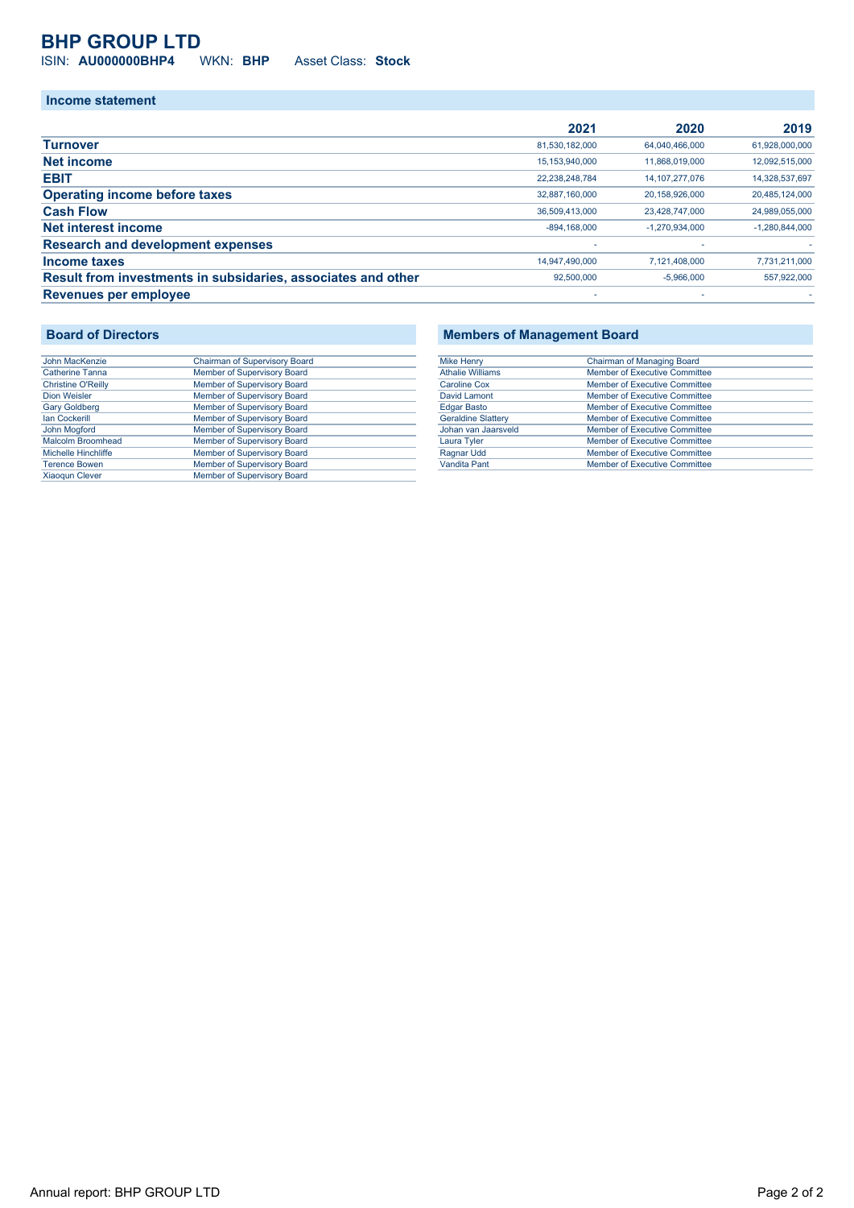# BHP GROUP LTD

ISIN: **AU000000BHP4** WKN: **BHP** Asset Class: **Stock**

## Income statement

| | 2021 | 2020 | 2019 |
|---|---|---|---|
| **Turnover** | 81,530,182,000 | 64,040,466,000 | 61,928,000,000 |
| **Net income** | 15,153,940,000 | 11,868,019,000 | 12,092,515,000 |
| **EBIT** | 22,238,248,784 | 14,107,277,076 | 14,328,537,697 |
| **Operating income before taxes** | 32,887,160,000 | 20,158,926,000 | 20,485,124,000 |
| **Cash Flow** | 36,509,413,000 | 23,428,747,000 | 24,989,055,000 |
| **Net interest income** | -894,168,000 | -1,270,934,000 | -1,280,844,000 |
| **Research and development expenses** | - | - | - |
| **Income taxes** | 14,947,490,000 | 7,121,408,000 | 7,731,211,000 |
| **Result from investments in subsidaries, associates and other** | 92,500,000 | -5,966,000 | 557,922,000 |
| **Revenues per employee** | - | - | - |

## Board of Directors

| | |
|---|---|
| John MacKenzie | Chairman of Supervisory Board |
| Catherine Tanna | Member of Supervisory Board |
| Christine O'Reilly | Member of Supervisory Board |
| Dion Weisler | Member of Supervisory Board |
| Gary Goldberg | Member of Supervisory Board |
| Ian Cockerill | Member of Supervisory Board |
| John Mogford | Member of Supervisory Board |
| Malcolm Broomhead | Member of Supervisory Board |
| Michelle Hinchliffe | Member of Supervisory Board |
| Terence Bowen | Member of Supervisory Board |
| Xiaoqun Clever | Member of Supervisory Board |

## Members of Management Board

| | |
|---|---|
| Mike Henry | Chairman of Managing Board |
| Athalie Williams | Member of Executive Committee |
| Caroline Cox | Member of Executive Committee |
| David Lamont | Member of Executive Committee |
| Edgar Basto | Member of Executive Committee |
| Geraldine Slattery | Member of Executive Committee |
| Johan van Jaarsveld | Member of Executive Committee |
| Laura Tyler | Member of Executive Committee |
| Ragnar Udd | Member of Executive Committee |
| Vandita Pant | Member of Executive Committee |